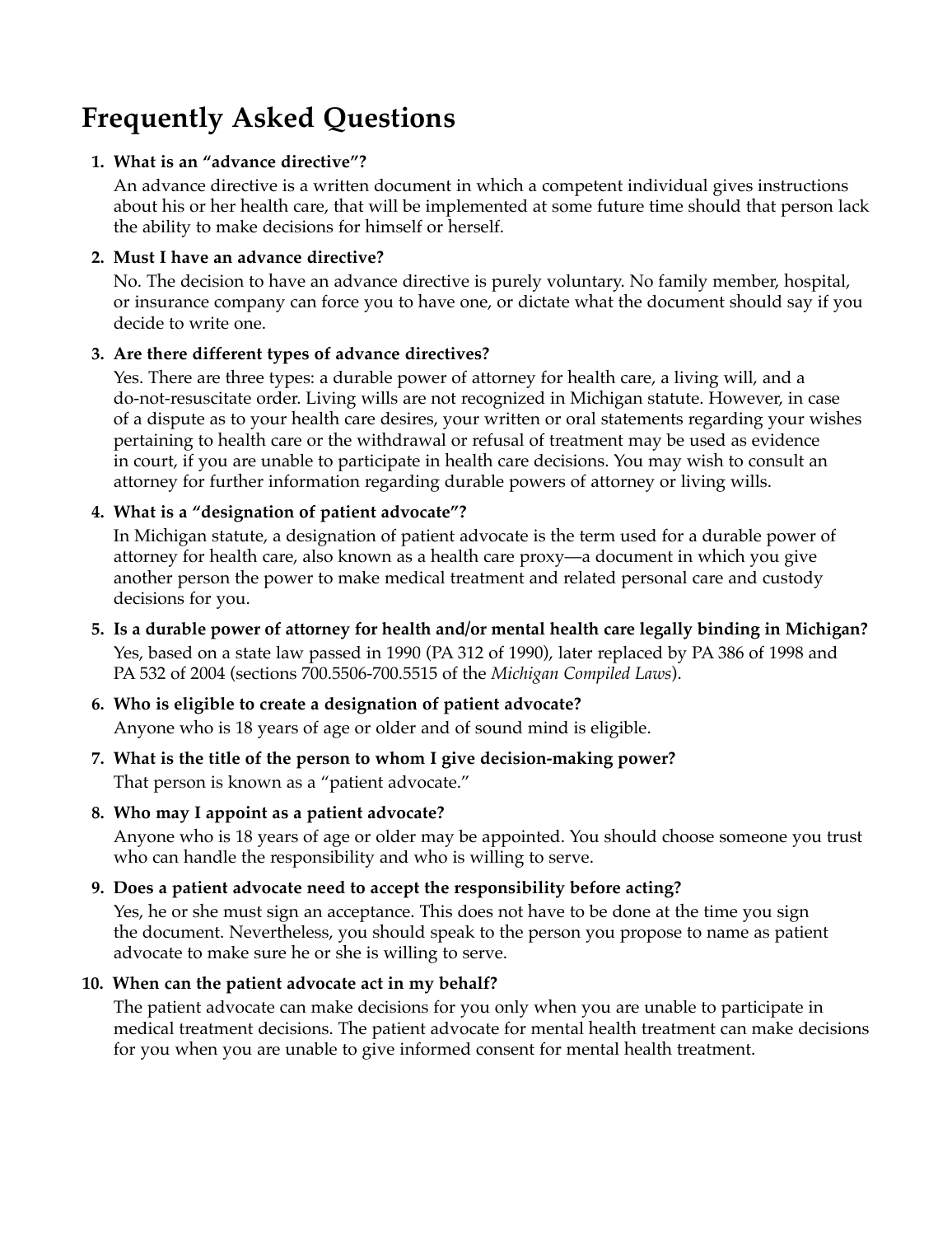# Frequently Asked Questions

1. **What is an "advance directive"?**

   An advance directive is a written document in which a competent individual gives instructions about his or her health care, that will be implemented at some future time should that person lack the ability to make decisions for himself or herself.

2. **Must I have an advance directive?**

   No. The decision to have an advance directive is purely voluntary. No family member, hospital, or insurance company can force you to have one, or dictate what the document should say if you decide to write one.

3. **Are there different types of advance directives?**

   Yes. There are three types: a durable power of attorney for health care, a living will, and a do-not-resuscitate order. Living wills are not recognized in Michigan statute. However, in case of a dispute as to your health care desires, your written or oral statements regarding your wishes pertaining to health care or the withdrawal or refusal of treatment may be used as evidence in court, if you are unable to participate in health care decisions. You may wish to consult an attorney for further information regarding durable powers of attorney or living wills.

4. **What is a "designation of patient advocate"?**

   In Michigan statute, a designation of patient advocate is the term used for a durable power of attorney for health care, also known as a health care proxy—a document in which you give another person the power to make medical treatment and related personal care and custody decisions for you.

5. **Is a durable power of attorney for health and/or mental health care legally binding in Michigan?**

   Yes, based on a state law passed in 1990 (PA 312 of 1990), later replaced by PA 386 of 1998 and PA 532 of 2004 (sections 700.5506-700.5515 of the *Michigan Compiled Laws*).

6. **Who is eligible to create a designation of patient advocate?**

   Anyone who is 18 years of age or older and of sound mind is eligible.

7. **What is the title of the person to whom I give decision-making power?**

   That person is known as a "patient advocate."

8. **Who may I appoint as a patient advocate?**

   Anyone who is 18 years of age or older may be appointed. You should choose someone you trust who can handle the responsibility and who is willing to serve.

9. **Does a patient advocate need to accept the responsibility before acting?**

   Yes, he or she must sign an acceptance. This does not have to be done at the time you sign the document. Nevertheless, you should speak to the person you propose to name as patient advocate to make sure he or she is willing to serve.

10. **When can the patient advocate act in my behalf?**

    The patient advocate can make decisions for you only when you are unable to participate in medical treatment decisions. The patient advocate for mental health treatment can make decisions for you when you are unable to give informed consent for mental health treatment.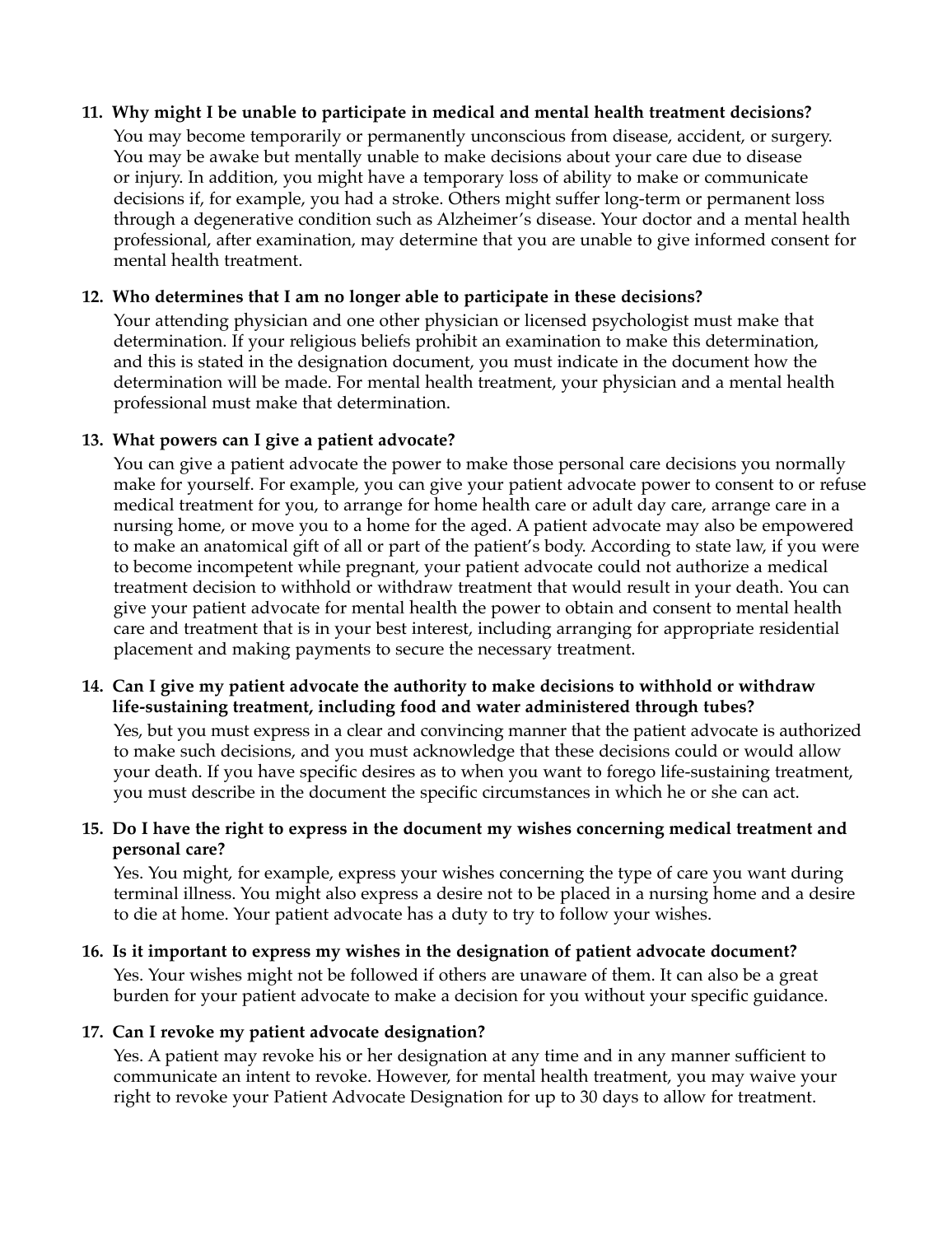**11. Why might I be unable to participate in medical and mental health treatment decisions?**

You may become temporarily or permanently unconscious from disease, accident, or surgery. You may be awake but mentally unable to make decisions about your care due to disease or injury. In addition, you might have a temporary loss of ability to make or communicate decisions if, for example, you had a stroke. Others might suffer long-term or permanent loss through a degenerative condition such as Alzheimer's disease. Your doctor and a mental health professional, after examination, may determine that you are unable to give informed consent for mental health treatment.

**12. Who determines that I am no longer able to participate in these decisions?**

Your attending physician and one other physician or licensed psychologist must make that determination. If your religious beliefs prohibit an examination to make this determination, and this is stated in the designation document, you must indicate in the document how the determination will be made. For mental health treatment, your physician and a mental health professional must make that determination.

**13. What powers can I give a patient advocate?**

You can give a patient advocate the power to make those personal care decisions you normally make for yourself. For example, you can give your patient advocate power to consent to or refuse medical treatment for you, to arrange for home health care or adult day care, arrange care in a nursing home, or move you to a home for the aged. A patient advocate may also be empowered to make an anatomical gift of all or part of the patient's body. According to state law, if you were to become incompetent while pregnant, your patient advocate could not authorize a medical treatment decision to withhold or withdraw treatment that would result in your death. You can give your patient advocate for mental health the power to obtain and consent to mental health care and treatment that is in your best interest, including arranging for appropriate residential placement and making payments to secure the necessary treatment.

**14. Can I give my patient advocate the authority to make decisions to withhold or withdraw life-sustaining treatment, including food and water administered through tubes?**

Yes, but you must express in a clear and convincing manner that the patient advocate is authorized to make such decisions, and you must acknowledge that these decisions could or would allow your death. If you have specific desires as to when you want to forego life-sustaining treatment, you must describe in the document the specific circumstances in which he or she can act.

**15. Do I have the right to express in the document my wishes concerning medical treatment and personal care?**

Yes. You might, for example, express your wishes concerning the type of care you want during terminal illness. You might also express a desire not to be placed in a nursing home and a desire to die at home. Your patient advocate has a duty to try to follow your wishes.

**16. Is it important to express my wishes in the designation of patient advocate document?**

Yes. Your wishes might not be followed if others are unaware of them. It can also be a great burden for your patient advocate to make a decision for you without your specific guidance.

**17. Can I revoke my patient advocate designation?**

Yes. A patient may revoke his or her designation at any time and in any manner sufficient to communicate an intent to revoke. However, for mental health treatment, you may waive your right to revoke your Patient Advocate Designation for up to 30 days to allow for treatment.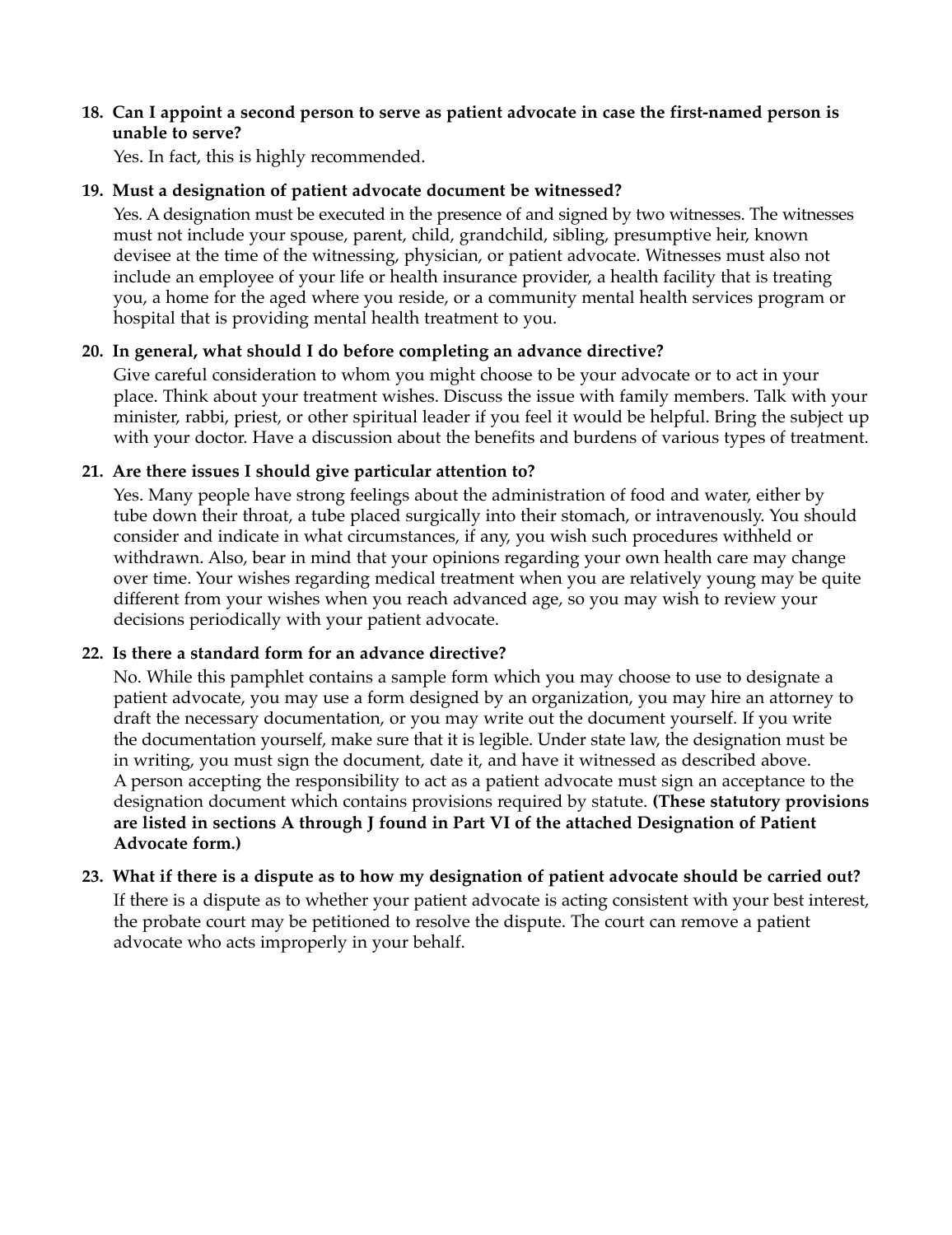**18. Can I appoint a second person to serve as patient advocate in case the first-named person is unable to serve?**

Yes. In fact, this is highly recommended.

**19. Must a designation of patient advocate document be witnessed?**

Yes. A designation must be executed in the presence of and signed by two witnesses. The witnesses must not include your spouse, parent, child, grandchild, sibling, presumptive heir, known devisee at the time of the witnessing, physician, or patient advocate. Witnesses must also not include an employee of your life or health insurance provider, a health facility that is treating you, a home for the aged where you reside, or a community mental health services program or hospital that is providing mental health treatment to you.

**20. In general, what should I do before completing an advance directive?**

Give careful consideration to whom you might choose to be your advocate or to act in your place. Think about your treatment wishes. Discuss the issue with family members. Talk with your minister, rabbi, priest, or other spiritual leader if you feel it would be helpful. Bring the subject up with your doctor. Have a discussion about the benefits and burdens of various types of treatment.

**21. Are there issues I should give particular attention to?**

Yes. Many people have strong feelings about the administration of food and water, either by tube down their throat, a tube placed surgically into their stomach, or intravenously. You should consider and indicate in what circumstances, if any, you wish such procedures withheld or withdrawn. Also, bear in mind that your opinions regarding your own health care may change over time. Your wishes regarding medical treatment when you are relatively young may be quite different from your wishes when you reach advanced age, so you may wish to review your decisions periodically with your patient advocate.

**22. Is there a standard form for an advance directive?**

No. While this pamphlet contains a sample form which you may choose to use to designate a patient advocate, you may use a form designed by an organization, you may hire an attorney to draft the necessary documentation, or you may write out the document yourself. If you write the documentation yourself, make sure that it is legible. Under state law, the designation must be in writing, you must sign the document, date it, and have it witnessed as described above. A person accepting the responsibility to act as a patient advocate must sign an acceptance to the designation document which contains provisions required by statute. **(These statutory provisions are listed in sections A through J found in Part VI of the attached Designation of Patient Advocate form.)**

**23. What if there is a dispute as to how my designation of patient advocate should be carried out?**

If there is a dispute as to whether your patient advocate is acting consistent with your best interest, the probate court may be petitioned to resolve the dispute. The court can remove a patient advocate who acts improperly in your behalf.